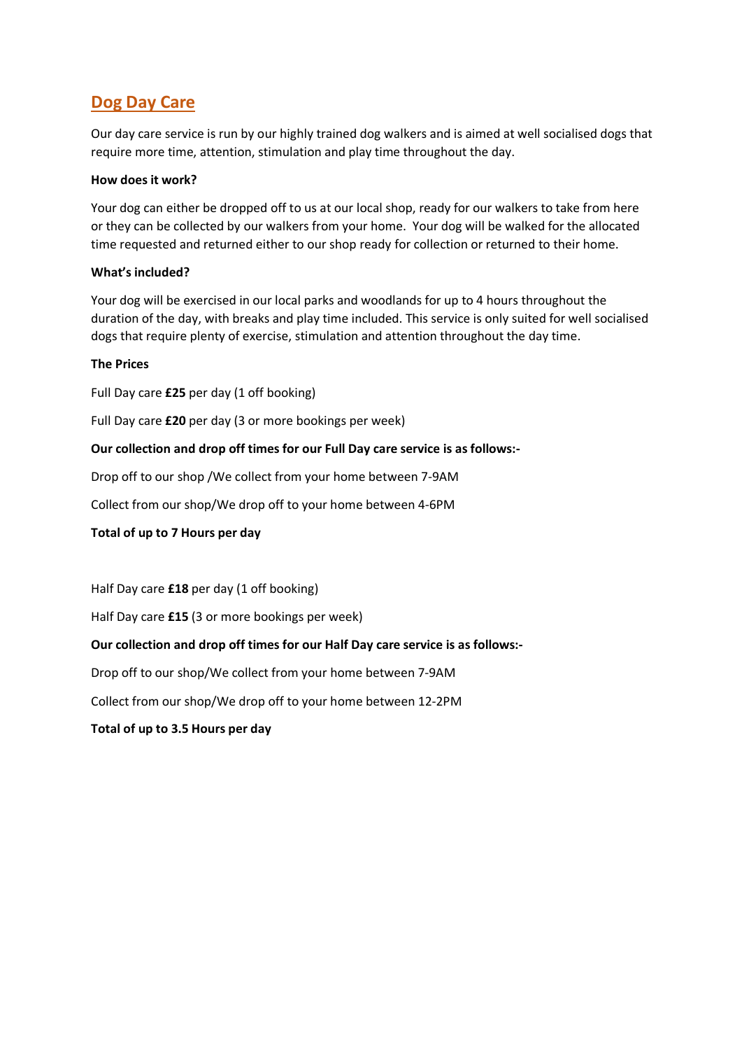## Dog Day Care

Our day care service is run by our highly trained dog walkers and is aimed at well socialised dogs that require more time, attention, stimulation and play time throughout the day.

**How does it work?**

Your dog can either be dropped off to us at our local shop, ready for our walkers to take from here or they can be collected by our walkers from your home. Your dog will be walked for the allocated time requested and returned either to our shop ready for collection or returned to their home.

**What's included?**

Your dog will be exercised in our local parks and woodlands for up to 4 hours throughout the duration of the day, with breaks and play time included. This service is only suited for well socialised dogs that require plenty of exercise, stimulation and attention throughout the day time.

**The Prices**

Full Day care **£25** per day (1 off booking)

Full Day care **£20** per day (3 or more bookings per week)

**Our collection and drop off times for our Full Day care service is as follows:-**

Drop off to our shop /We collect from your home between 7-9AM

Collect from our shop/We drop off to your home between 4-6PM

**Total of up to 7 Hours per day**

Half Day care **£18** per day (1 off booking)

Half Day care **£15** (3 or more bookings per week)

**Our collection and drop off times for our Half Day care service is as follows:-**

Drop off to our shop/We collect from your home between 7-9AM

Collect from our shop/We drop off to your home between 12-2PM

**Total of up to 3.5 Hours per day**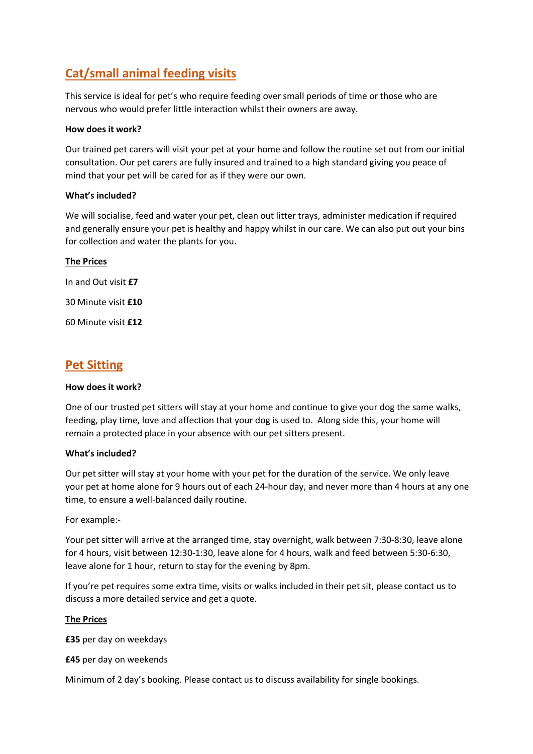## Cat/small animal feeding visits

This service is ideal for pet's who require feeding over small periods of time or those who are nervous who would prefer little interaction whilst their owners are away.

**How does it work?**

Our trained pet carers will visit your pet at your home and follow the routine set out from our initial consultation. Our pet carers are fully insured and trained to a high standard giving you peace of mind that your pet will be cared for as if they were our own.

**What's included?**

We will socialise, feed and water your pet, clean out litter trays, administer medication if required and generally ensure your pet is healthy and happy whilst in our care. We can also put out your bins for collection and water the plants for you.

**The Prices**

In and Out visit **£7**

30 Minute visit **£10**

60 Minute visit **£12**

## Pet Sitting

**How does it work?**

One of our trusted pet sitters will stay at your home and continue to give your dog the same walks, feeding, play time, love and affection that your dog is used to. Along side this, your home will remain a protected place in your absence with our pet sitters present.

**What's included?**

Our pet sitter will stay at your home with your pet for the duration of the service. We only leave your pet at home alone for 9 hours out of each 24-hour day, and never more than 4 hours at any one time, to ensure a well-balanced daily routine.

For example:-

Your pet sitter will arrive at the arranged time, stay overnight, walk between 7:30-8:30, leave alone for 4 hours, visit between 12:30-1:30, leave alone for 4 hours, walk and feed between 5:30-6:30, leave alone for 1 hour, return to stay for the evening by 8pm.

If you're pet requires some extra time, visits or walks included in their pet sit, please contact us to discuss a more detailed service and get a quote.

**The Prices**

**£35** per day on weekdays

**£45** per day on weekends

Minimum of 2 day's booking. Please contact us to discuss availability for single bookings.